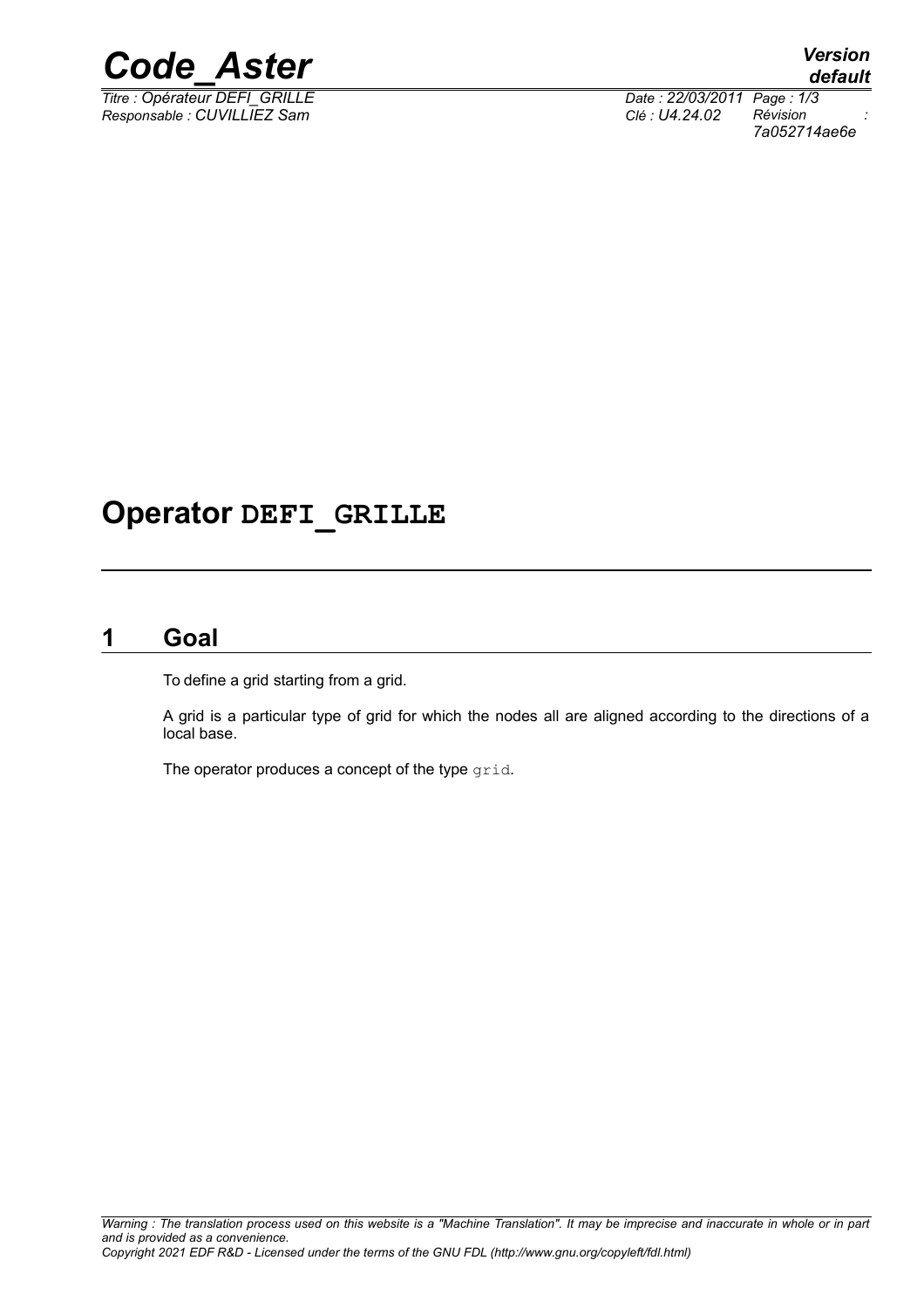# Operator DEFI_GRILLE

## 1 Goal

To define a grid starting from a grid.

A grid is a particular type of grid for which the nodes all are aligned according to the directions of a local base.

The operator produces a concept of the type `grid`.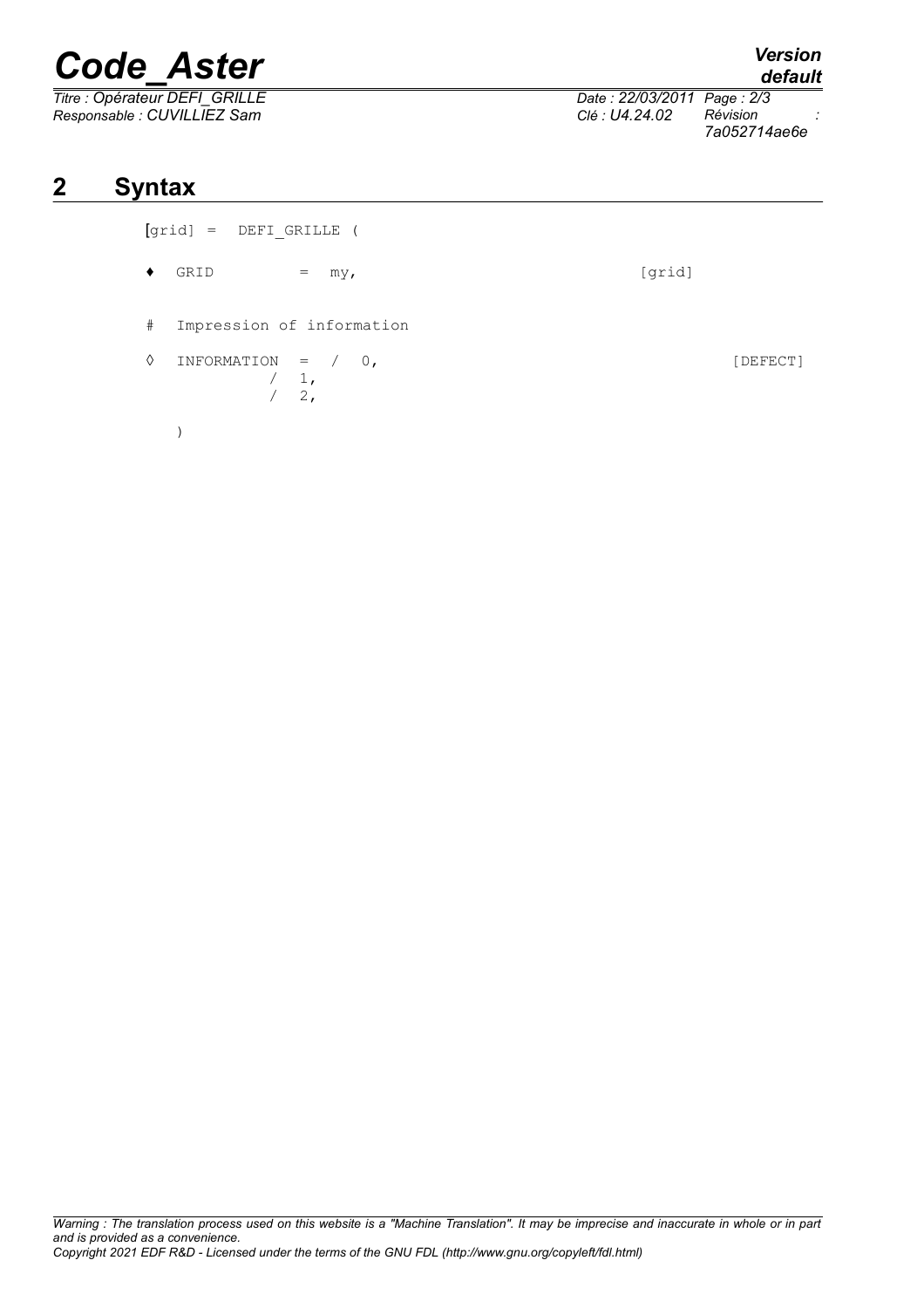# 2 Syntax

```
[grid] =  DEFI_GRILLE (

♦  GRID          =  my,                                    [grid]

#  Impression of information

◊  INFORMATION   =  /  0,                                            [DEFECT]
                    /  1,
                    /  2,

   )
```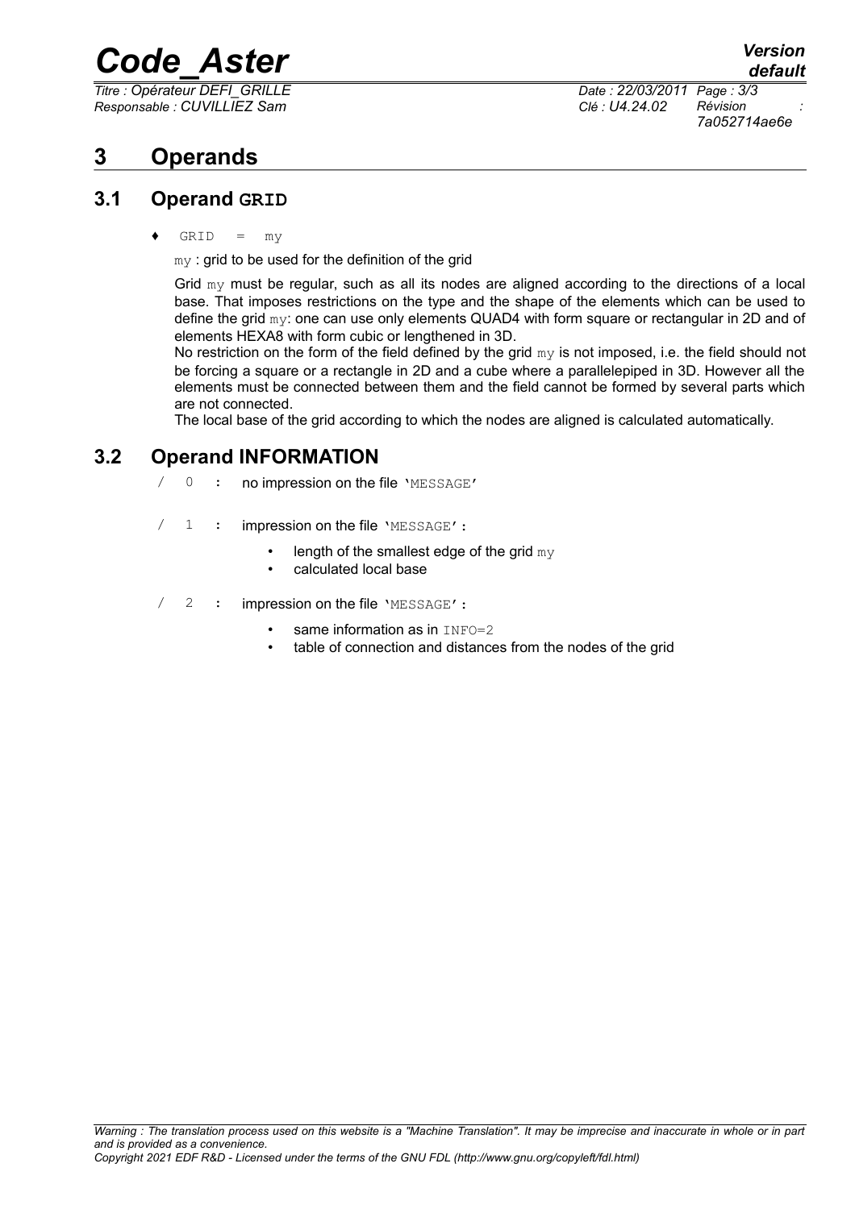# 3 Operands

## 3.1 Operand GRID

♦ GRID = my

my : grid to be used for the definition of the grid

Grid my must be regular, such as all its nodes are aligned according to the directions of a local base. That imposes restrictions on the type and the shape of the elements which can be used to define the grid my: one can use only elements QUAD4 with form square or rectangular in 2D and of elements HEXA8 with form cubic or lengthened in 3D.
No restriction on the form of the field defined by the grid my is not imposed, i.e. the field should not be forcing a square or a rectangle in 2D and a cube where a parallelepiped in 3D. However all the elements must be connected between them and the field cannot be formed by several parts which are not connected.
The local base of the grid according to which the nodes are aligned is calculated automatically.

## 3.2 Operand INFORMATION

/ 0 : no impression on the file 'MESSAGE'

/ 1 : impression on the file 'MESSAGE':

- length of the smallest edge of the grid my
- calculated local base

/ 2 : impression on the file 'MESSAGE':

- same information as in INFO=2
- table of connection and distances from the nodes of the grid